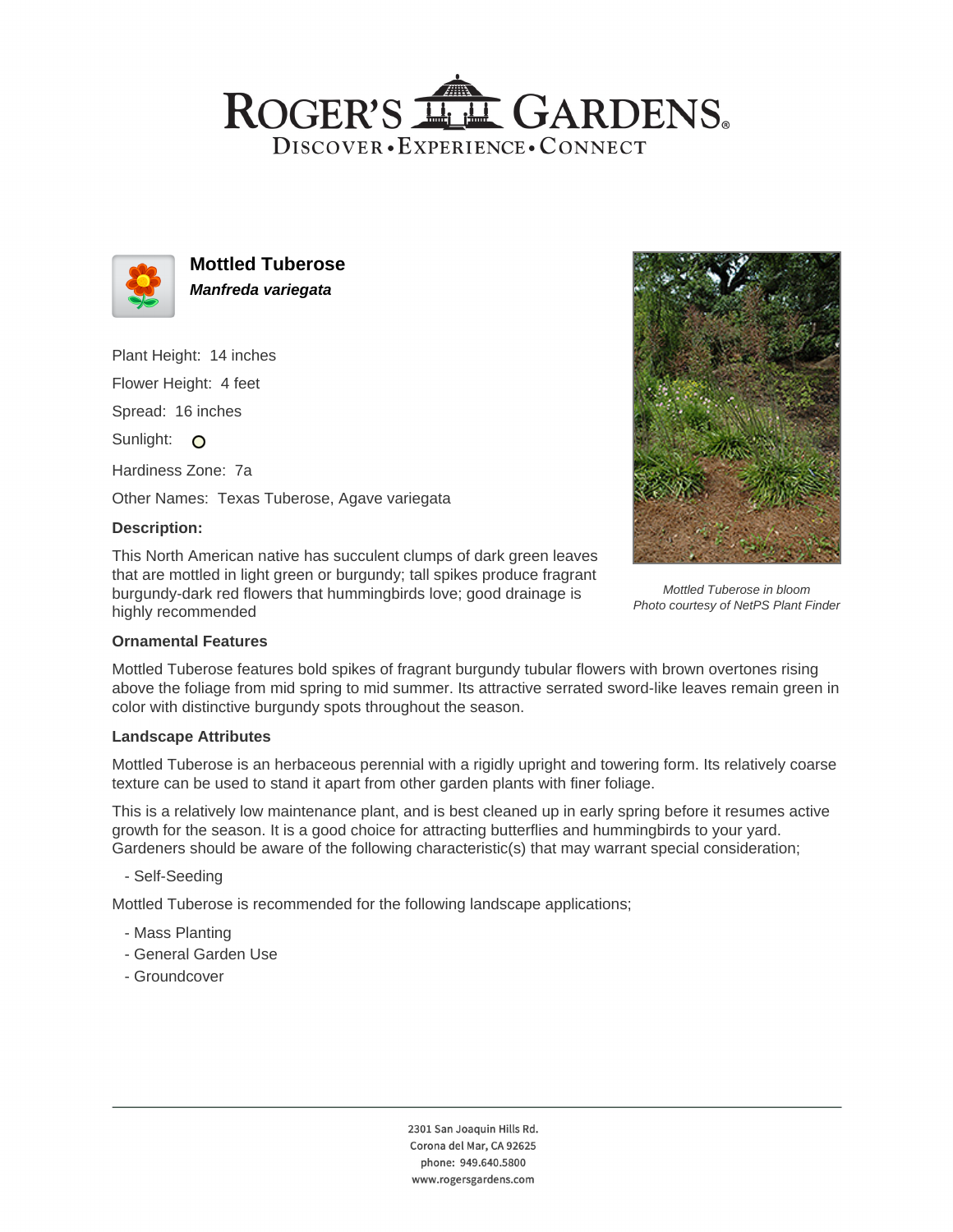# Roger's Gardens

Discover • Experience • Connect

## Mottled Tuberose

***Manfreda variegata***

Plant Height: 14 inches

Flower Height: 4 feet

Spread: 16 inches

Sunlight: ○

Hardiness Zone: 7a

Other Names: Texas Tuberose, Agave variegata

**Description:**

This North American native has succulent clumps of dark green leaves that are mottled in light green or burgundy; tall spikes produce fragrant burgundy-dark red flowers that hummingbirds love; good drainage is highly recommended

*Mottled Tuberose in bloom*
*Photo courtesy of NetPS Plant Finder*

### Ornamental Features

Mottled Tuberose features bold spikes of fragrant burgundy tubular flowers with brown overtones rising above the foliage from mid spring to mid summer. Its attractive serrated sword-like leaves remain green in color with distinctive burgundy spots throughout the season.

### Landscape Attributes

Mottled Tuberose is an herbaceous perennial with a rigidly upright and towering form. Its relatively coarse texture can be used to stand it apart from other garden plants with finer foliage.

This is a relatively low maintenance plant, and is best cleaned up in early spring before it resumes active growth for the season. It is a good choice for attracting butterflies and hummingbirds to your yard. Gardeners should be aware of the following characteristic(s) that may warrant special consideration;

- Self-Seeding

Mottled Tuberose is recommended for the following landscape applications;

- Mass Planting
- General Garden Use
- Groundcover

2301 San Joaquin Hills Rd.
Corona del Mar, CA 92625
phone: 949.640.5800
www.rogersgardens.com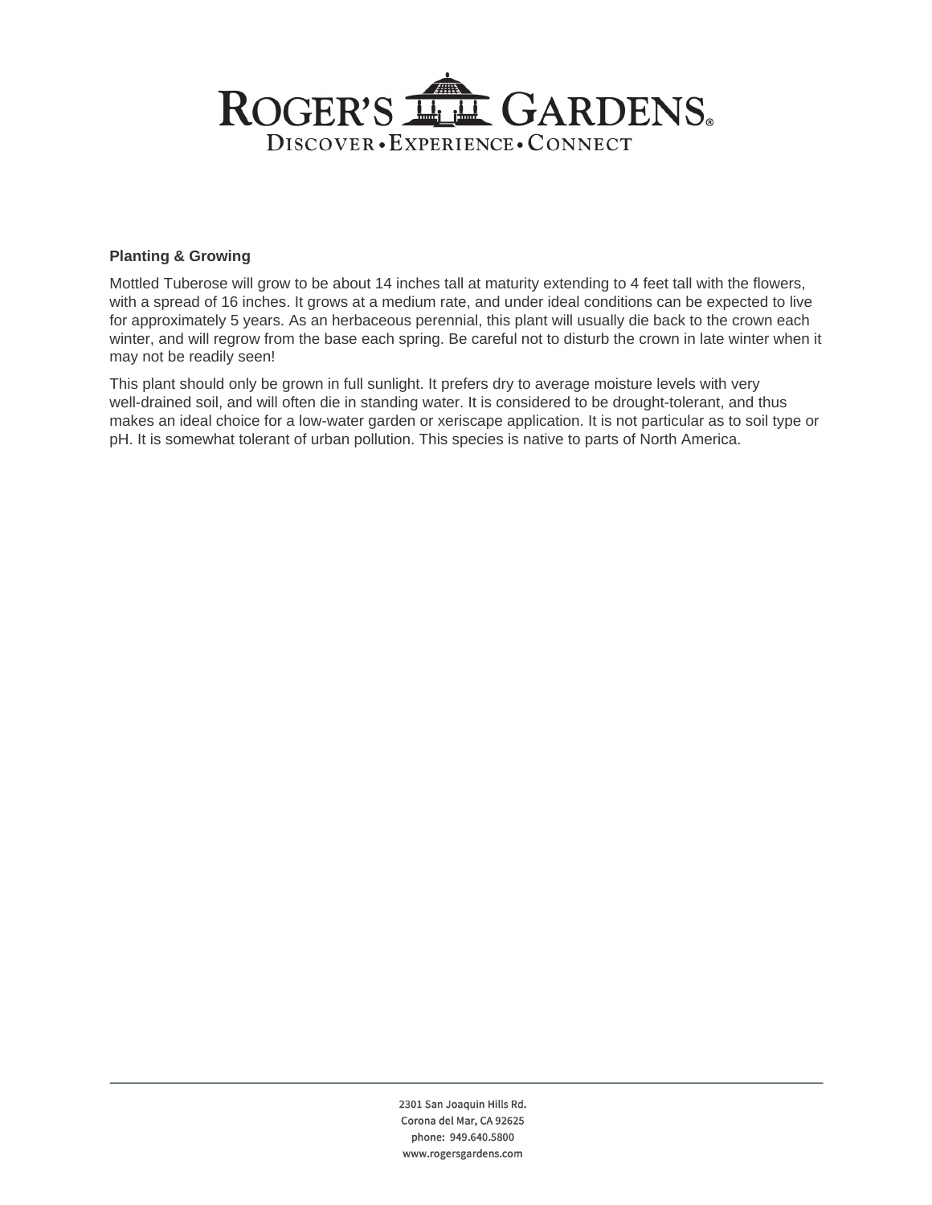**Planting & Growing**

Mottled Tuberose will grow to be about 14 inches tall at maturity extending to 4 feet tall with the flowers, with a spread of 16 inches. It grows at a medium rate, and under ideal conditions can be expected to live for approximately 5 years. As an herbaceous perennial, this plant will usually die back to the crown each winter, and will regrow from the base each spring. Be careful not to disturb the crown in late winter when it may not be readily seen!

This plant should only be grown in full sunlight. It prefers dry to average moisture levels with very well-drained soil, and will often die in standing water. It is considered to be drought-tolerant, and thus makes an ideal choice for a low-water garden or xeriscape application. It is not particular as to soil type or pH. It is somewhat tolerant of urban pollution. This species is native to parts of North America.